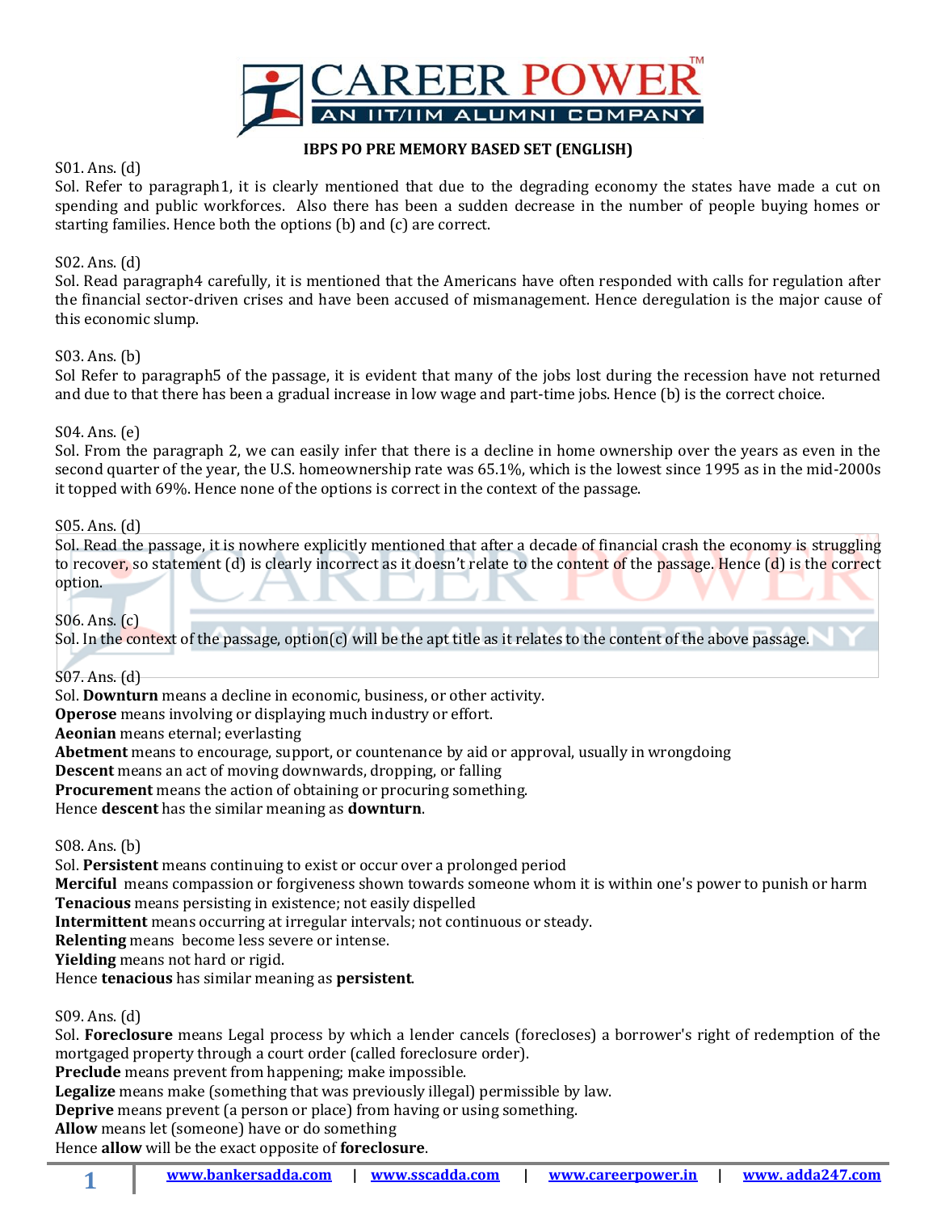# IBPS PO PRE MEMORY BASED SET (ENGLISH)

S01. Ans. (d)

Sol. Refer to paragraph1, it is clearly mentioned that due to the degrading economy the states have made a cut on spending and public workforces. Also there has been a sudden decrease in the number of people buying homes or starting families. Hence both the options (b) and (c) are correct.

S02. Ans. (d)

Sol. Read paragraph4 carefully, it is mentioned that the Americans have often responded with calls for regulation after the financial sector-driven crises and have been accused of mismanagement. Hence deregulation is the major cause of this economic slump.

S03. Ans. (b)

Sol Refer to paragraph5 of the passage, it is evident that many of the jobs lost during the recession have not returned and due to that there has been a gradual increase in low wage and part-time jobs. Hence (b) is the correct choice.

S04. Ans. (e)

Sol. From the paragraph 2, we can easily infer that there is a decline in home ownership over the years as even in the second quarter of the year, the U.S. homeownership rate was 65.1%, which is the lowest since 1995 as in the mid-2000s it topped with 69%. Hence none of the options is correct in the context of the passage.

S05. Ans. (d)

Sol. Read the passage, it is nowhere explicitly mentioned that after a decade of financial crash the economy is struggling to recover, so statement (d) is clearly incorrect as it doesn't relate to the content of the passage. Hence (d) is the correct option.

S06. Ans. (c)

Sol. In the context of the passage, option(c) will be the apt title as it relates to the content of the above passage.

S07. Ans. (d)

Sol. **Downturn** means a decline in economic, business, or other activity.
**Operose** means involving or displaying much industry or effort.
**Aeonian** means eternal; everlasting
**Abetment** means to encourage, support, or countenance by aid or approval, usually in wrongdoing
**Descent** means an act of moving downwards, dropping, or falling
**Procurement** means the action of obtaining or procuring something.
Hence **descent** has the similar meaning as **downturn**.

S08. Ans. (b)

Sol. **Persistent** means continuing to exist or occur over a prolonged period
**Merciful** means compassion or forgiveness shown towards someone whom it is within one's power to punish or harm
**Tenacious** means persisting in existence; not easily dispelled
**Intermittent** means occurring at irregular intervals; not continuous or steady.
**Relenting** means become less severe or intense.
**Yielding** means not hard or rigid.
Hence **tenacious** has similar meaning as **persistent**.

S09. Ans. (d)

Sol. **Foreclosure** means Legal process by which a lender cancels (forecloses) a borrower's right of redemption of the mortgaged property through a court order (called foreclosure order).
**Preclude** means prevent from happening; make impossible.
**Legalize** means make (something that was previously illegal) permissible by law.
**Deprive** means prevent (a person or place) from having or using something.
**Allow** means let (someone) have or do something
Hence **allow** will be the exact opposite of **foreclosure**.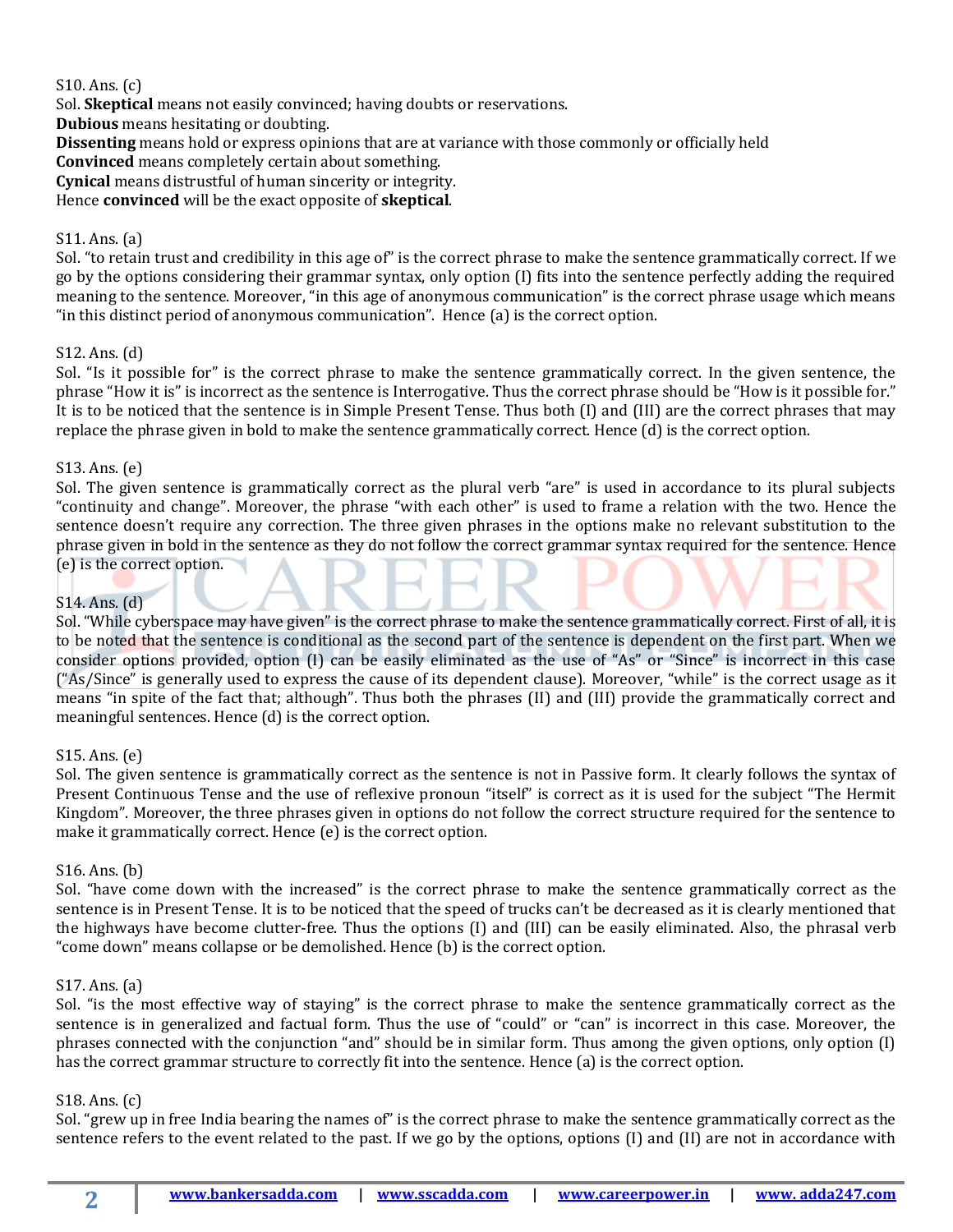S10. Ans. (c)
Sol. **Skeptical** means not easily convinced; having doubts or reservations.
**Dubious** means hesitating or doubting.
**Dissenting** means hold or express opinions that are at variance with those commonly or officially held
**Convinced** means completely certain about something.
**Cynical** means distrustful of human sincerity or integrity.
Hence **convinced** will be the exact opposite of **skeptical**.

S11. Ans. (a)
Sol. "to retain trust and credibility in this age of" is the correct phrase to make the sentence grammatically correct. If we go by the options considering their grammar syntax, only option (I) fits into the sentence perfectly adding the required meaning to the sentence. Moreover, "in this age of anonymous communication" is the correct phrase usage which means "in this distinct period of anonymous communication". Hence (a) is the correct option.

S12. Ans. (d)
Sol. "Is it possible for" is the correct phrase to make the sentence grammatically correct. In the given sentence, the phrase "How it is" is incorrect as the sentence is Interrogative. Thus the correct phrase should be "How is it possible for." It is to be noticed that the sentence is in Simple Present Tense. Thus both (I) and (III) are the correct phrases that may replace the phrase given in bold to make the sentence grammatically correct. Hence (d) is the correct option.

S13. Ans. (e)
Sol. The given sentence is grammatically correct as the plural verb "are" is used in accordance to its plural subjects "continuity and change". Moreover, the phrase "with each other" is used to frame a relation with the two. Hence the sentence doesn't require any correction. The three given phrases in the options make no relevant substitution to the phrase given in bold in the sentence as they do not follow the correct grammar syntax required for the sentence. Hence (e) is the correct option.

S14. Ans. (d)
Sol. "While cyberspace may have given" is the correct phrase to make the sentence grammatically correct. First of all, it is to be noted that the sentence is conditional as the second part of the sentence is dependent on the first part. When we consider options provided, option (I) can be easily eliminated as the use of "As" or "Since" is incorrect in this case ("As/Since" is generally used to express the cause of its dependent clause). Moreover, "while" is the correct usage as it means "in spite of the fact that; although". Thus both the phrases (II) and (III) provide the grammatically correct and meaningful sentences. Hence (d) is the correct option.

S15. Ans. (e)
Sol. The given sentence is grammatically correct as the sentence is not in Passive form. It clearly follows the syntax of Present Continuous Tense and the use of reflexive pronoun "itself" is correct as it is used for the subject "The Hermit Kingdom". Moreover, the three phrases given in options do not follow the correct structure required for the sentence to make it grammatically correct. Hence (e) is the correct option.

S16. Ans. (b)
Sol. "have come down with the increased" is the correct phrase to make the sentence grammatically correct as the sentence is in Present Tense. It is to be noticed that the speed of trucks can't be decreased as it is clearly mentioned that the highways have become clutter-free. Thus the options (I) and (III) can be easily eliminated. Also, the phrasal verb "come down" means collapse or be demolished. Hence (b) is the correct option.

S17. Ans. (a)
Sol. "is the most effective way of staying" is the correct phrase to make the sentence grammatically correct as the sentence is in generalized and factual form. Thus the use of "could" or "can" is incorrect in this case. Moreover, the phrases connected with the conjunction "and" should be in similar form. Thus among the given options, only option (I) has the correct grammar structure to correctly fit into the sentence. Hence (a) is the correct option.

S18. Ans. (c)
Sol. "grew up in free India bearing the names of" is the correct phrase to make the sentence grammatically correct as the sentence refers to the event related to the past. If we go by the options, options (I) and (II) are not in accordance with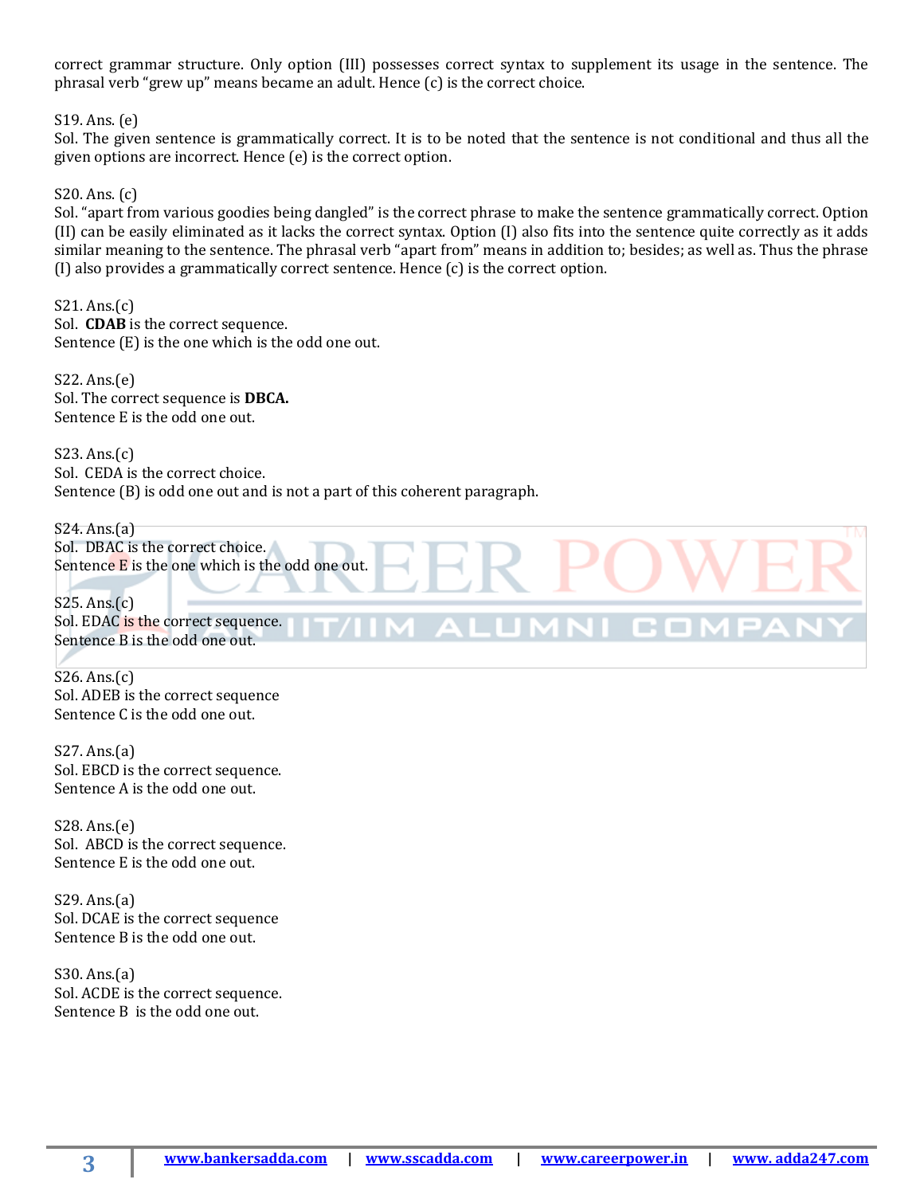correct grammar structure. Only option (III) possesses correct syntax to supplement its usage in the sentence. The phrasal verb "grew up" means became an adult. Hence (c) is the correct choice.

S19. Ans. (e)
Sol. The given sentence is grammatically correct. It is to be noted that the sentence is not conditional and thus all the given options are incorrect. Hence (e) is the correct option.

S20. Ans. (c)
Sol. "apart from various goodies being dangled" is the correct phrase to make the sentence grammatically correct. Option (II) can be easily eliminated as it lacks the correct syntax. Option (I) also fits into the sentence quite correctly as it adds similar meaning to the sentence. The phrasal verb "apart from" means in addition to; besides; as well as. Thus the phrase (I) also provides a grammatically correct sentence. Hence (c) is the correct option.

S21. Ans.(c)
Sol. **CDAB** is the correct sequence.
Sentence (E) is the one which is the odd one out.

S22. Ans.(e)
Sol. The correct sequence is **DBCA.**
Sentence E is the odd one out.

S23. Ans.(c)
Sol. CEDA is the correct choice.
Sentence (B) is odd one out and is not a part of this coherent paragraph.

S24. Ans.(a)
Sol. DBAC is the correct choice.
Sentence E is the one which is the odd one out.

S25. Ans.(c)
Sol. EDAC is the correct sequence.
Sentence B is the odd one out.

S26. Ans.(c)
Sol. ADEB is the correct sequence
Sentence C is the odd one out.

S27. Ans.(a)
Sol. EBCD is the correct sequence.
Sentence A is the odd one out.

S28. Ans.(e)
Sol. ABCD is the correct sequence.
Sentence E is the odd one out.

S29. Ans.(a)
Sol. DCAE is the correct sequence
Sentence B is the odd one out.

S30. Ans.(a)
Sol. ACDE is the correct sequence.
Sentence B is the odd one out.